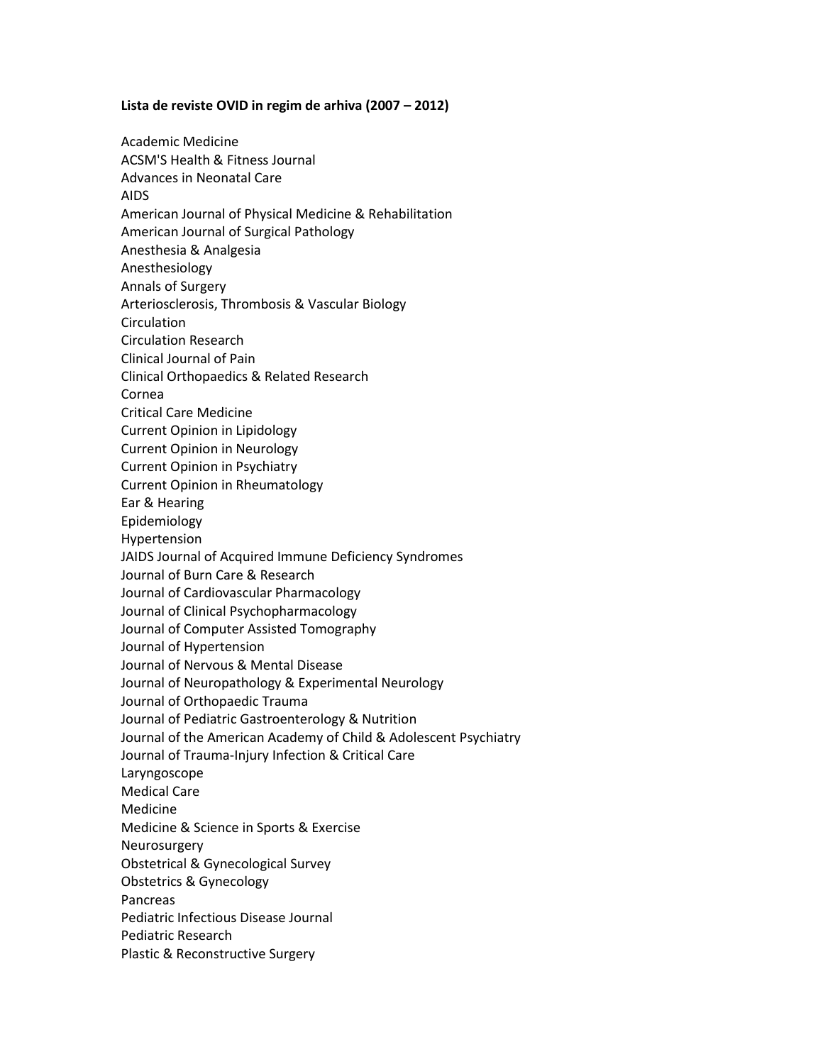**Lista de reviste OVID in regim de arhiva (2007 – 2012)**

Academic Medicine
ACSM'S Health & Fitness Journal
Advances in Neonatal Care
AIDS
American Journal of Physical Medicine & Rehabilitation
American Journal of Surgical Pathology
Anesthesia & Analgesia
Anesthesiology
Annals of Surgery
Arteriosclerosis, Thrombosis & Vascular Biology
Circulation
Circulation Research
Clinical Journal of Pain
Clinical Orthopaedics & Related Research
Cornea
Critical Care Medicine
Current Opinion in Lipidology
Current Opinion in Neurology
Current Opinion in Psychiatry
Current Opinion in Rheumatology
Ear & Hearing
Epidemiology
Hypertension
JAIDS Journal of Acquired Immune Deficiency Syndromes
Journal of Burn Care & Research
Journal of Cardiovascular Pharmacology
Journal of Clinical Psychopharmacology
Journal of Computer Assisted Tomography
Journal of Hypertension
Journal of Nervous & Mental Disease
Journal of Neuropathology & Experimental Neurology
Journal of Orthopaedic Trauma
Journal of Pediatric Gastroenterology & Nutrition
Journal of the American Academy of Child & Adolescent Psychiatry
Journal of Trauma-Injury Infection & Critical Care
Laryngoscope
Medical Care
Medicine
Medicine & Science in Sports & Exercise
Neurosurgery
Obstetrical & Gynecological Survey
Obstetrics & Gynecology
Pancreas
Pediatric Infectious Disease Journal
Pediatric Research
Plastic & Reconstructive Surgery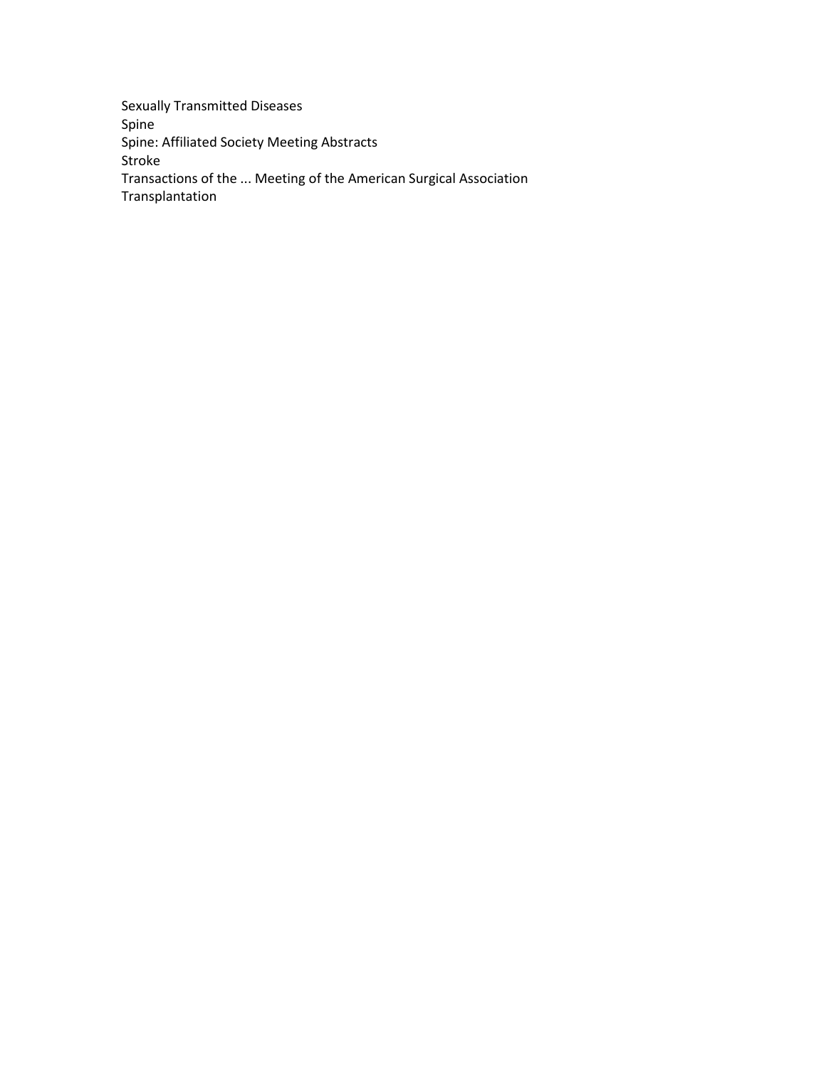Sexually Transmitted Diseases
Spine
Spine: Affiliated Society Meeting Abstracts
Stroke
Transactions of the ... Meeting of the American Surgical Association
Transplantation